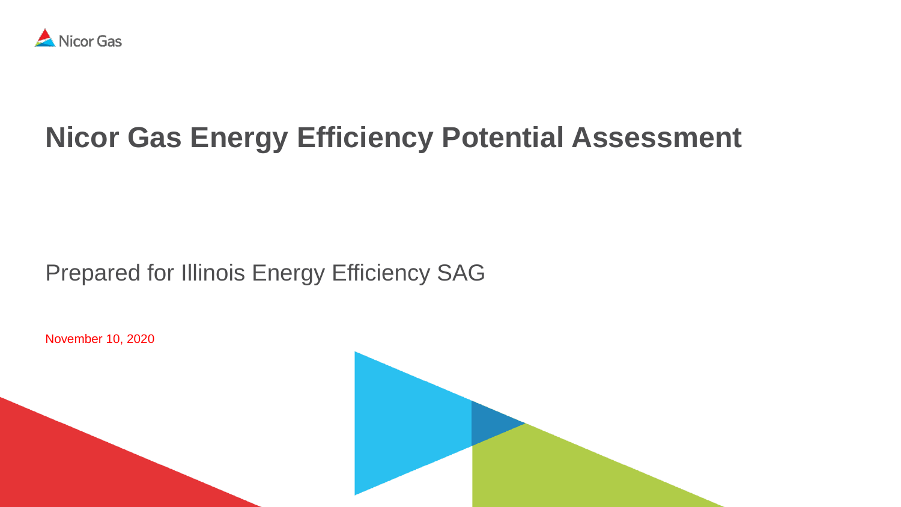Nicor Gas

# Nicor Gas Energy Efficiency Potential Assessment

Prepared for Illinois Energy Efficiency SAG

November 10, 2020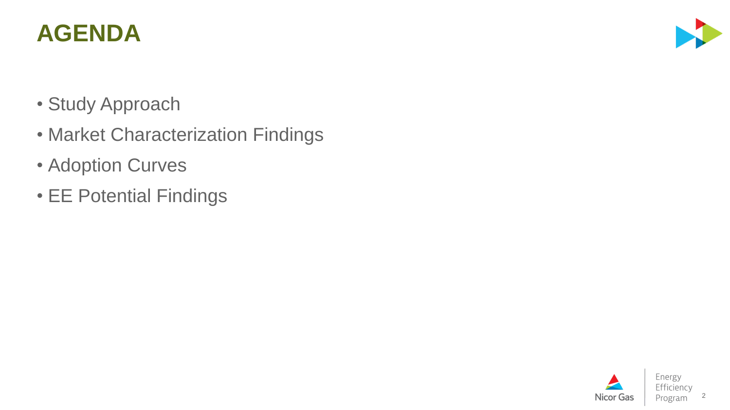# AGENDA

- Study Approach
- Market Characterization Findings
- Adoption Curves
- EE Potential Findings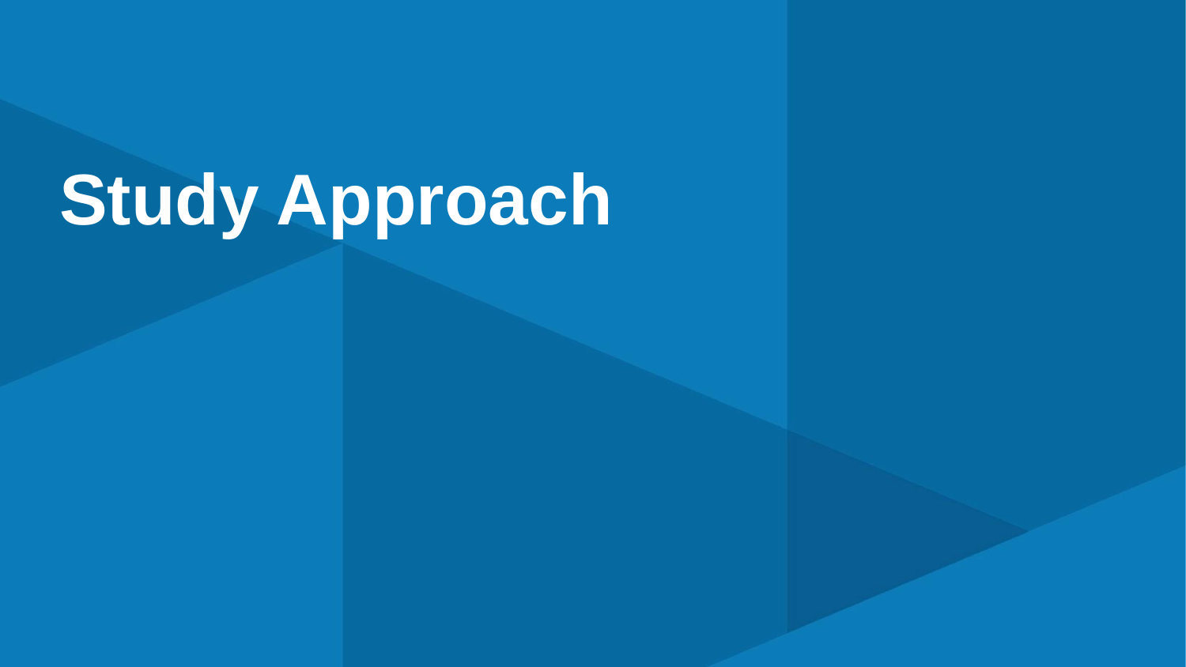# Study Approach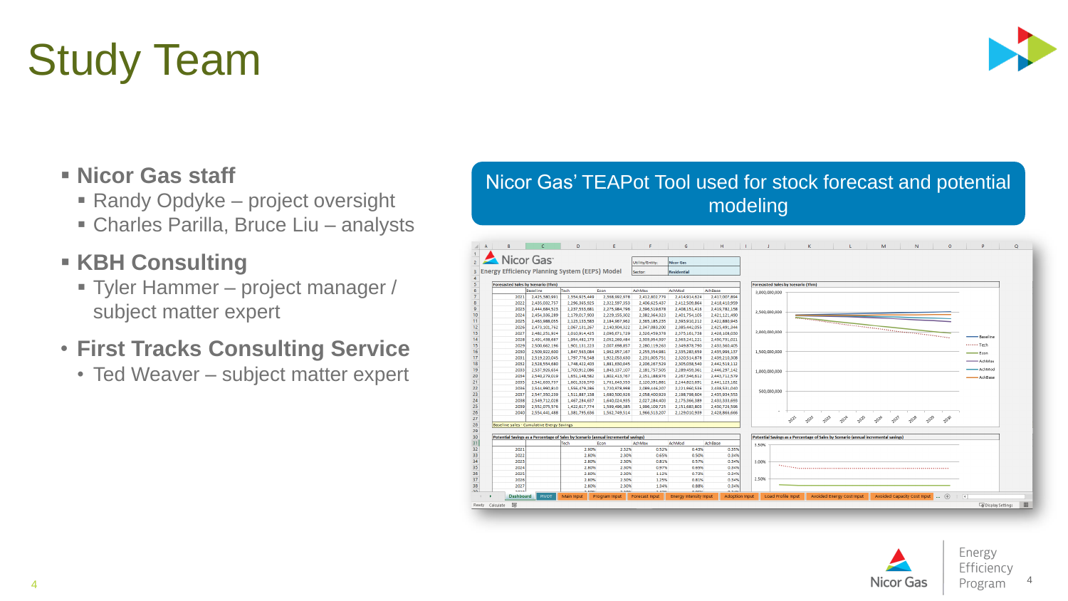# Study Team

- **Nicor Gas staff**
  - Randy Opdyke – project oversight
  - Charles Parilla, Bruce Liu – analysts
- **KBH Consulting**
  - Tyler Hammer – project manager / subject matter expert
- **First Tracks Consulting Service**
  - Ted Weaver – subject matter expert

Nicor Gas' TEAPot Tool used for stock forecast and potential modeling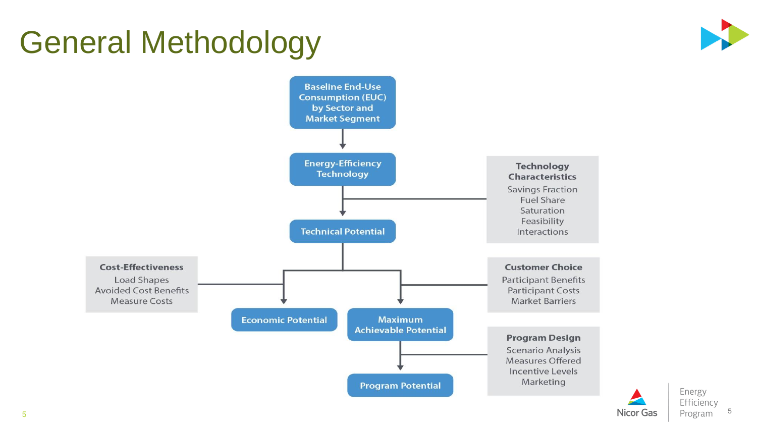# General Methodology

**Baseline End-Use Consumption (EUC) by Sector and Market Segment**

↓

**Energy-Efficiency Technology**

↓ ← **Technology Characteristics**
- Savings Fraction
- Fuel Share
- Saturation
- Feasibility
- Interactions

**Technical Potential**

↓

**Cost-Effectiveness** →
- Load Shapes
- Avoided Cost Benefits
- Measure Costs

**Economic Potential**

← **Customer Choice**
- Participant Benefits
- Participant Costs
- Market Barriers

**Maximum Achievable Potential**

↓ ← **Program Design**
- Scenario Analysis
- Measures Offered
- Incentive Levels
- Marketing

**Program Potential**

Nicor Gas | Energy Efficiency Program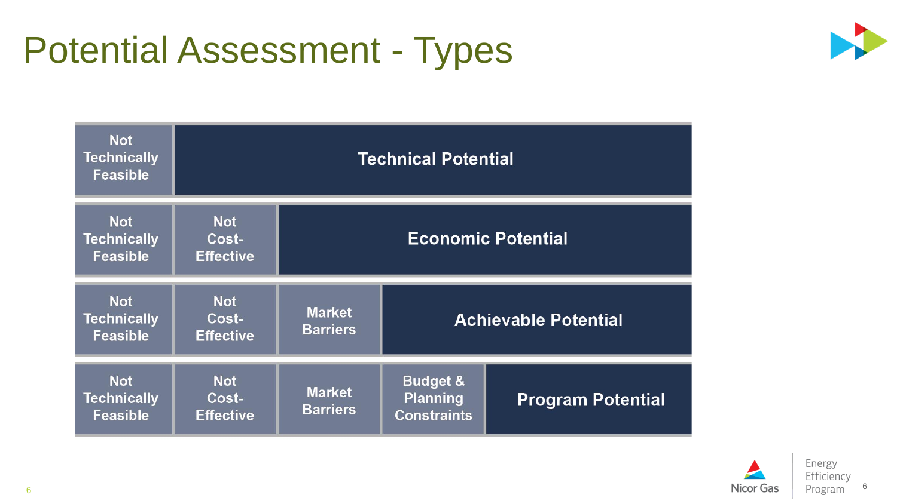# Potential Assessment - Types

| | | | | |
|---|---|---|---|---|
| Not Technically Feasible | Technical Potential | | | |
| Not Technically Feasible | Not Cost-Effective | Economic Potential | | |
| Not Technically Feasible | Not Cost-Effective | Market Barriers | Achievable Potential | |
| Not Technically Feasible | Not Cost-Effective | Market Barriers | Budget & Planning Constraints | Program Potential |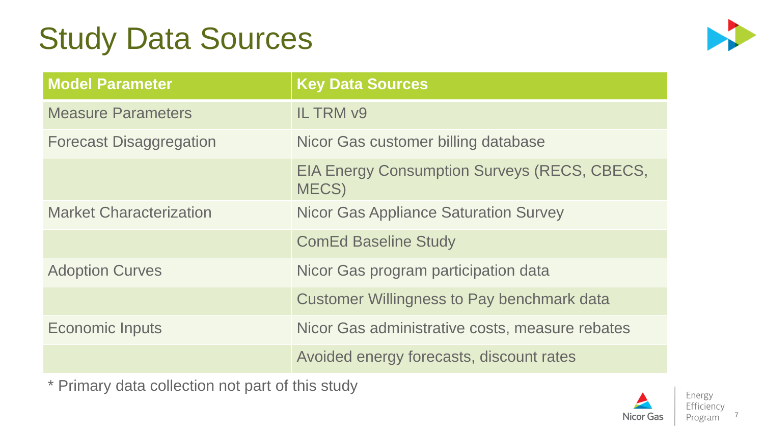# Study Data Sources

| Model Parameter | Key Data Sources |
| --- | --- |
| Measure Parameters | IL TRM v9 |
| Forecast Disaggregation | Nicor Gas customer billing database |
| | EIA Energy Consumption Surveys (RECS, CBECS, MECS) |
| Market Characterization | Nicor Gas Appliance Saturation Survey |
| | ComEd Baseline Study |
| Adoption Curves | Nicor Gas program participation data |
| | Customer Willingness to Pay benchmark data |
| Economic Inputs | Nicor Gas administrative costs, measure rebates |
| | Avoided energy forecasts, discount rates |

* Primary data collection not part of this study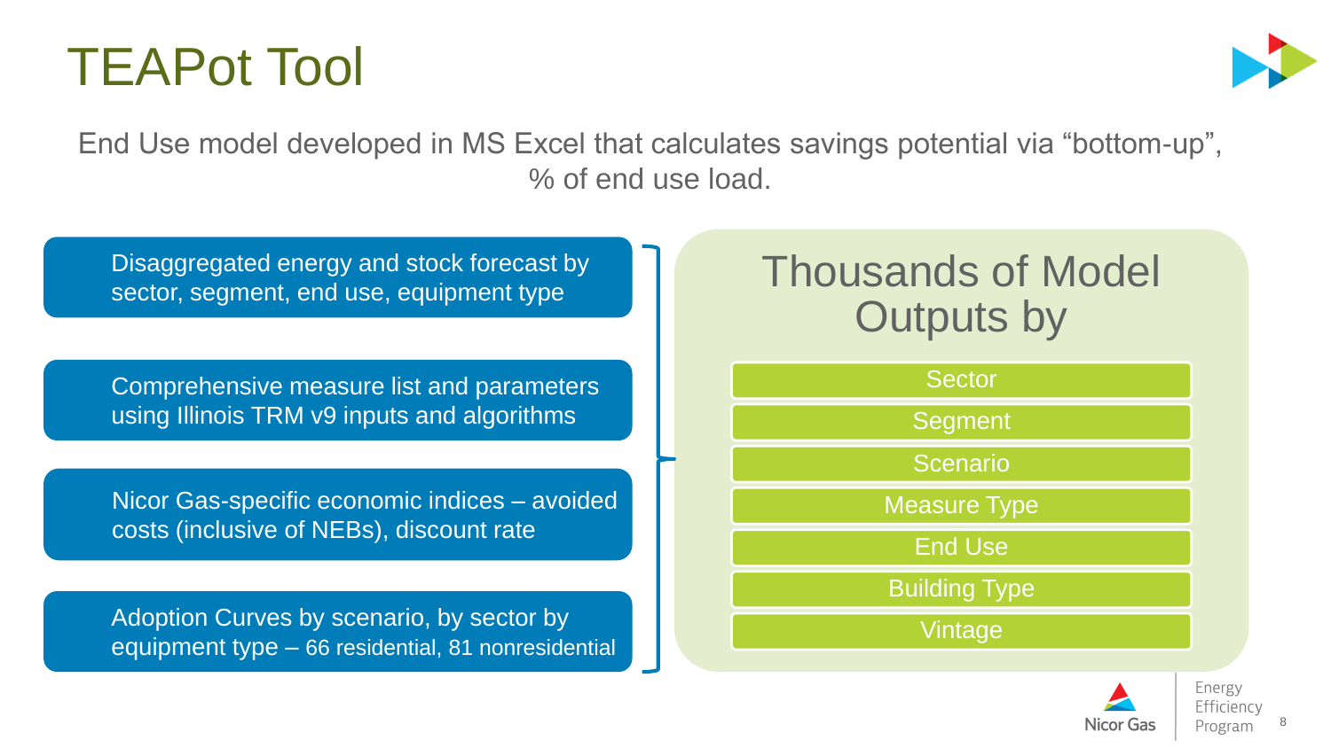# TEAPot Tool

End Use model developed in MS Excel that calculates savings potential via “bottom-up”, % of end use load.

- Disaggregated energy and stock forecast by sector, segment, end use, equipment type
- Comprehensive measure list and parameters using Illinois TRM v9 inputs and algorithms
- Nicor Gas-specific economic indices – avoided costs (inclusive of NEBs), discount rate
- Adoption Curves by scenario, by sector by equipment type – 66 residential, 81 nonresidential

## Thousands of Model Outputs by

- Sector
- Segment
- Scenario
- Measure Type
- End Use
- Building Type
- Vintage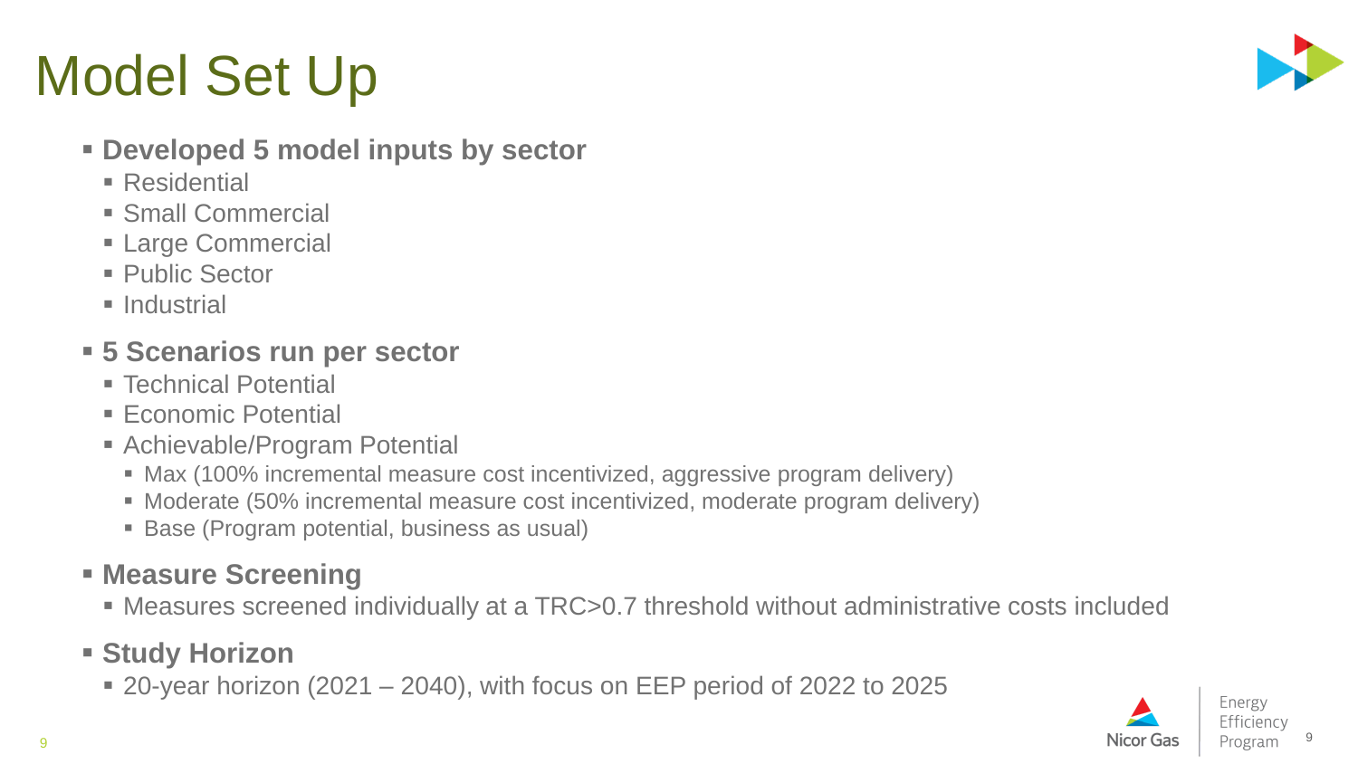# Model Set Up

- **Developed 5 model inputs by sector**
  - Residential
  - Small Commercial
  - Large Commercial
  - Public Sector
  - Industrial
- **5 Scenarios run per sector**
  - Technical Potential
  - Economic Potential
  - Achievable/Program Potential
    - Max (100% incremental measure cost incentivized, aggressive program delivery)
    - Moderate (50% incremental measure cost incentivized, moderate program delivery)
    - Base (Program potential, business as usual)
- **Measure Screening**
  - Measures screened individually at a TRC>0.7 threshold without administrative costs included
- **Study Horizon**
  - 20-year horizon (2021 – 2040), with focus on EEP period of 2022 to 2025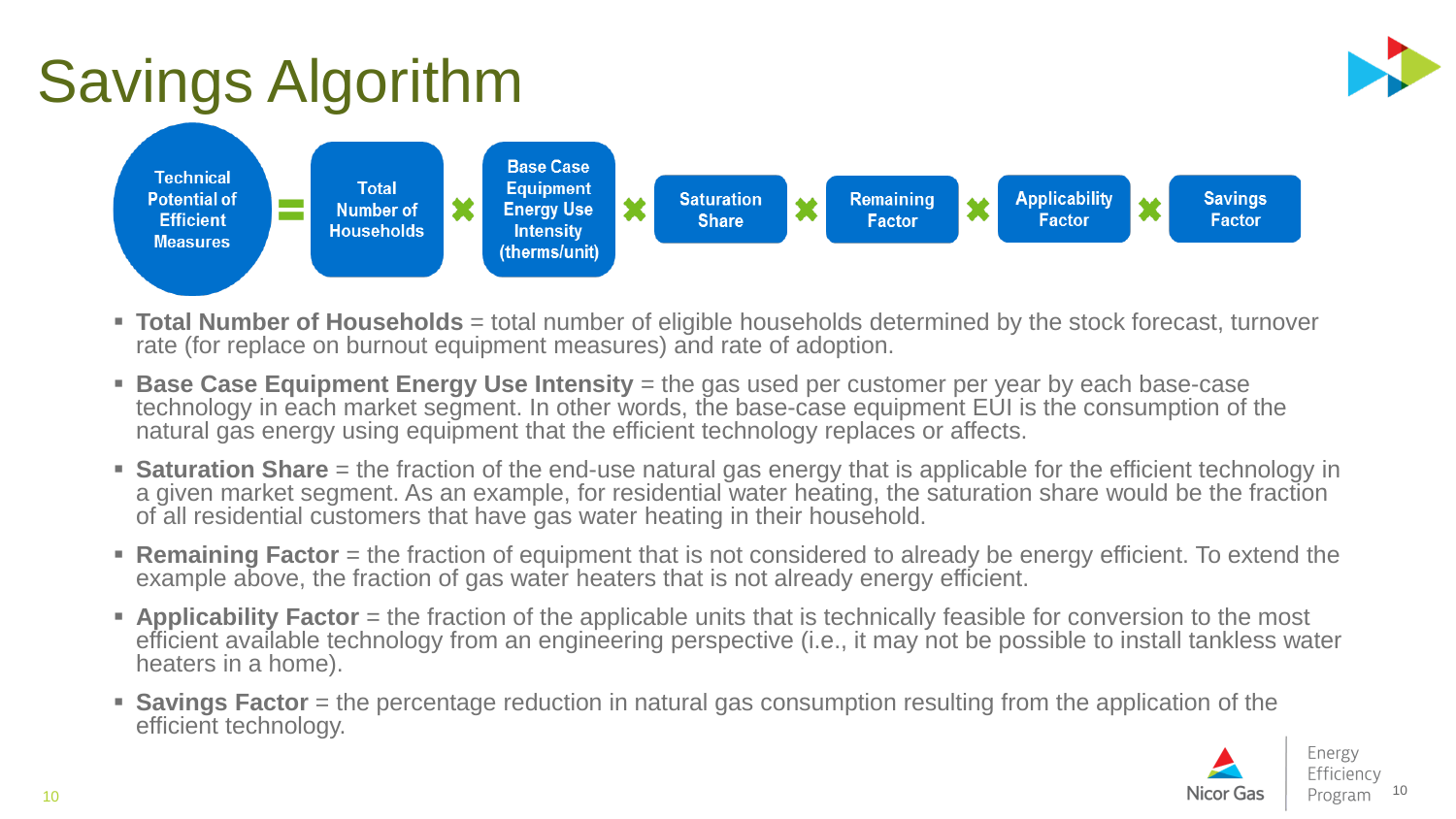# Savings Algorithm

$$\text{Technical Potential of Efficient Measures} = \text{Total Number of Households} \times \text{Base Case Equipment Energy Use Intensity (therms/unit)} \times \text{Saturation Share} \times \text{Remaining Factor} \times \text{Applicability Factor} \times \text{Savings Factor}$$

- **Total Number of Households** = total number of eligible households determined by the stock forecast, turnover rate (for replace on burnout equipment measures) and rate of adoption.
- **Base Case Equipment Energy Use Intensity** = the gas used per customer per year by each base-case technology in each market segment. In other words, the base-case equipment EUI is the consumption of the natural gas energy using equipment that the efficient technology replaces or affects.
- **Saturation Share** = the fraction of the end-use natural gas energy that is applicable for the efficient technology in a given market segment. As an example, for residential water heating, the saturation share would be the fraction of all residential customers that have gas water heating in their household.
- **Remaining Factor** = the fraction of equipment that is not considered to already be energy efficient. To extend the example above, the fraction of gas water heaters that is not already energy efficient.
- **Applicability Factor** = the fraction of the applicable units that is technically feasible for conversion to the most efficient available technology from an engineering perspective (i.e., it may not be possible to install tankless water heaters in a home).
- **Savings Factor** = the percentage reduction in natural gas consumption resulting from the application of the efficient technology.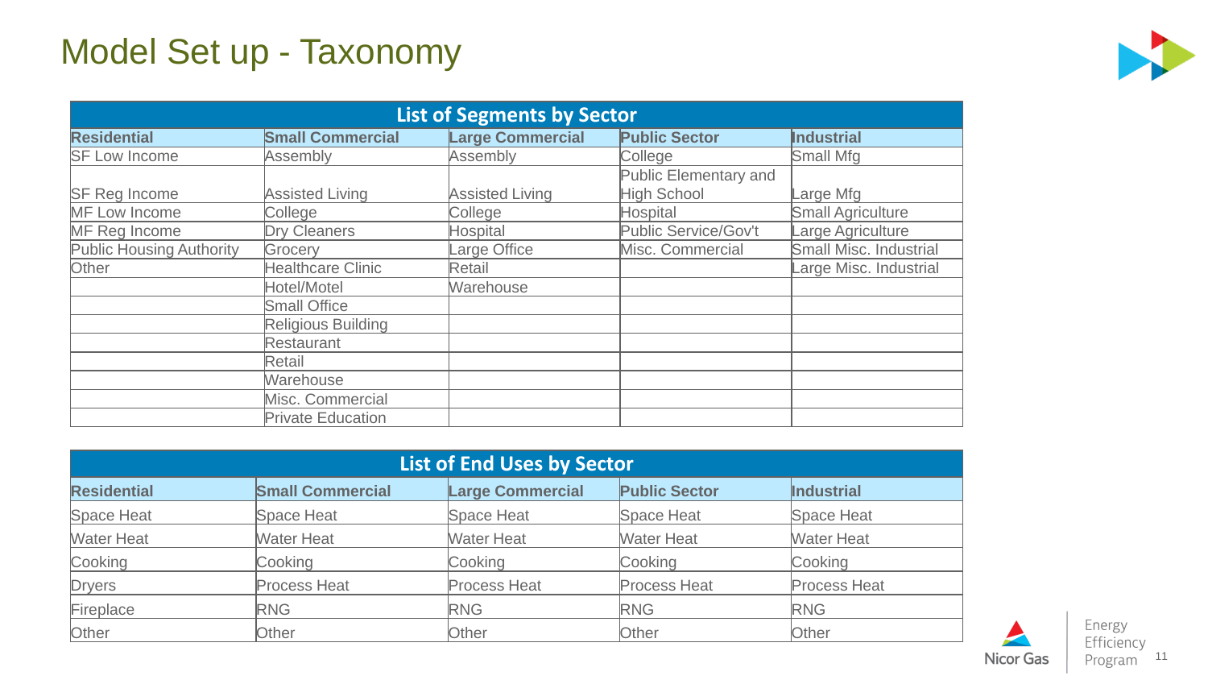# Model Set up - Taxonomy

| List of Segments by Sector | | | | |
|---|---|---|---|---|
| **Residential** | **Small Commercial** | **Large Commercial** | **Public Sector** | **Industrial** |
| SF Low Income | Assembly | Assembly | College | Small Mfg |
| SF Reg Income | Assisted Living | Assisted Living | Public Elementary and High School | Large Mfg |
| MF Low Income | College | College | Hospital | Small Agriculture |
| MF Reg Income | Dry Cleaners | Hospital | Public Service/Gov't | Large Agriculture |
| Public Housing Authority | Grocery | Large Office | Misc. Commercial | Small Misc. Industrial |
| Other | Healthcare Clinic | Retail | | Large Misc. Industrial |
| | Hotel/Motel | Warehouse | | |
| | Small Office | | | |
| | Religious Building | | | |
| | Restaurant | | | |
| | Retail | | | |
| | Warehouse | | | |
| | Misc. Commercial | | | |
| | Private Education | | | |

| List of End Uses by Sector | | | | |
|---|---|---|---|---|
| **Residential** | **Small Commercial** | **Large Commercial** | **Public Sector** | **Industrial** |
| Space Heat | Space Heat | Space Heat | Space Heat | Space Heat |
| Water Heat | Water Heat | Water Heat | Water Heat | Water Heat |
| Cooking | Cooking | Cooking | Cooking | Cooking |
| Dryers | Process Heat | Process Heat | Process Heat | Process Heat |
| Fireplace | RNG | RNG | RNG | RNG |
| Other | Other | Other | Other | Other |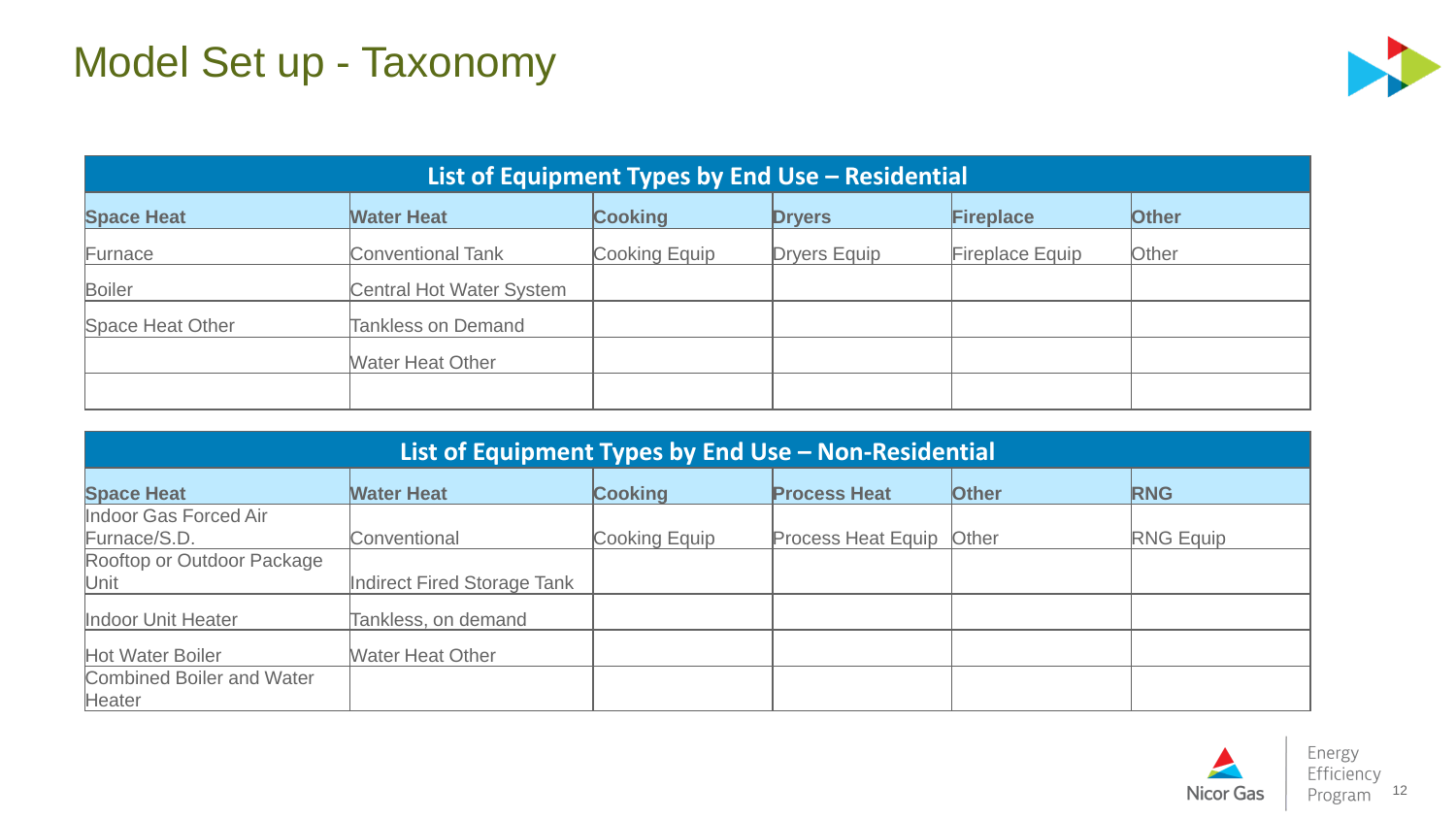# Model Set up - Taxonomy

| List of Equipment Types by End Use – Residential | | | | | |
|---|---|---|---|---|---|
| **Space Heat** | **Water Heat** | **Cooking** | **Dryers** | **Fireplace** | **Other** |
| Furnace | Conventional Tank | Cooking Equip | Dryers Equip | Fireplace Equip | Other |
| Boiler | Central Hot Water System | | | | |
| Space Heat Other | Tankless on Demand | | | | |
| | Water Heat Other | | | | |
| | | | | | |

| List of Equipment Types by End Use – Non-Residential | | | | | |
|---|---|---|---|---|---|
| **Space Heat** | **Water Heat** | **Cooking** | **Process Heat** | **Other** | **RNG** |
| Indoor Gas Forced Air Furnace/S.D. | Conventional | Cooking Equip | Process Heat Equip | Other | RNG Equip |
| Rooftop or Outdoor Package Unit | Indirect Fired Storage Tank | | | | |
| Indoor Unit Heater | Tankless, on demand | | | | |
| Hot Water Boiler | Water Heat Other | | | | |
| Combined Boiler and Water Heater | | | | | |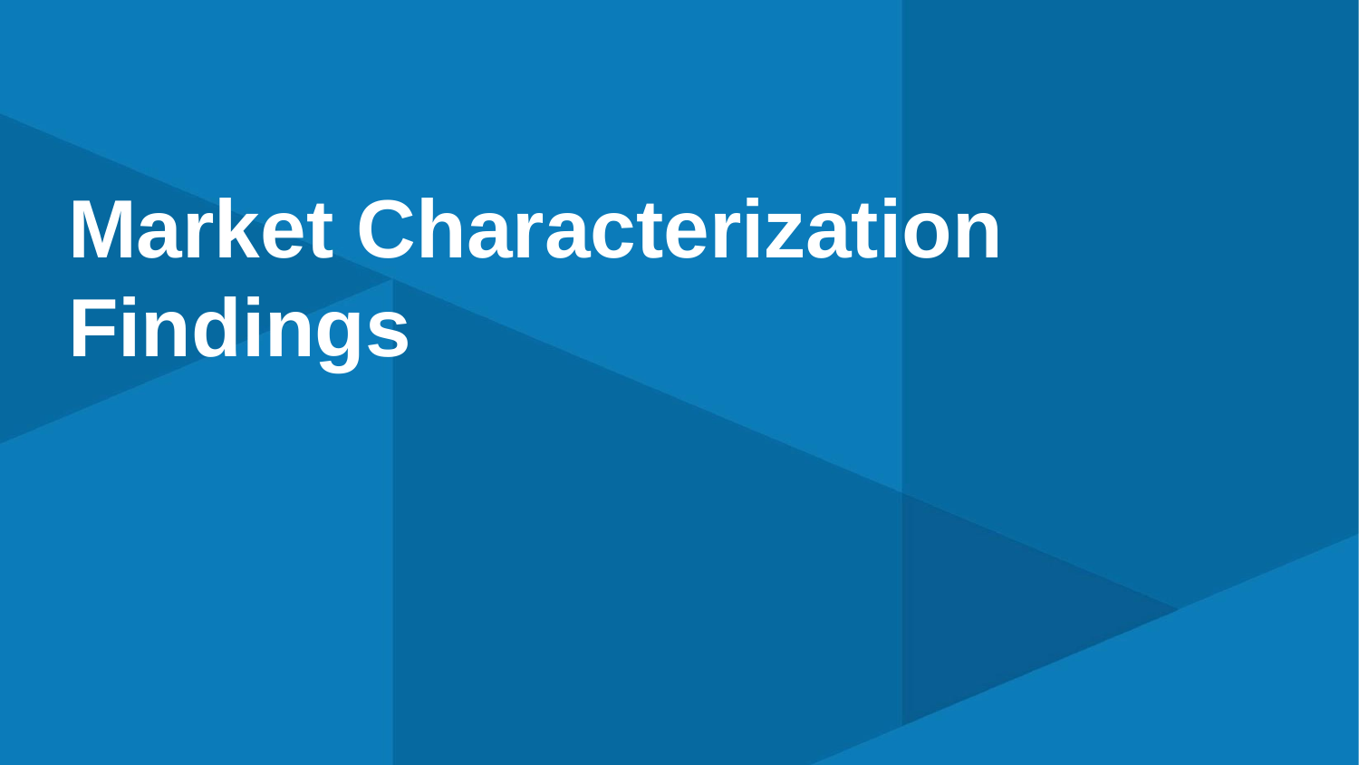# Market Characterization Findings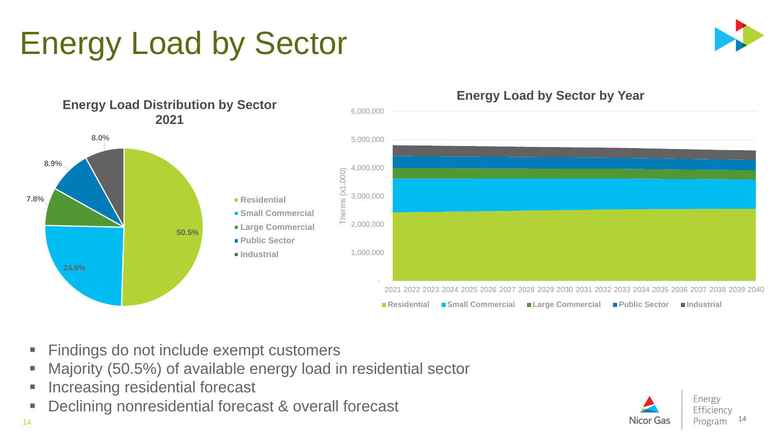# Energy Load by Sector

**Energy Load Distribution by Sector 2021**

- Residential: 50.5%
- Small Commercial: 24.9%
- Large Commercial: 7.8%
- Public Sector: 8.9%
- Industrial: 8.0%

**Energy Load by Sector by Year**

Therms (x1,000), 2021–2040: Residential, Small Commercial, Large Commercial, Public Sector, Industrial

- Findings do not include exempt customers
- Majority (50.5%) of available energy load in residential sector
- Increasing residential forecast
- Declining nonresidential forecast & overall forecast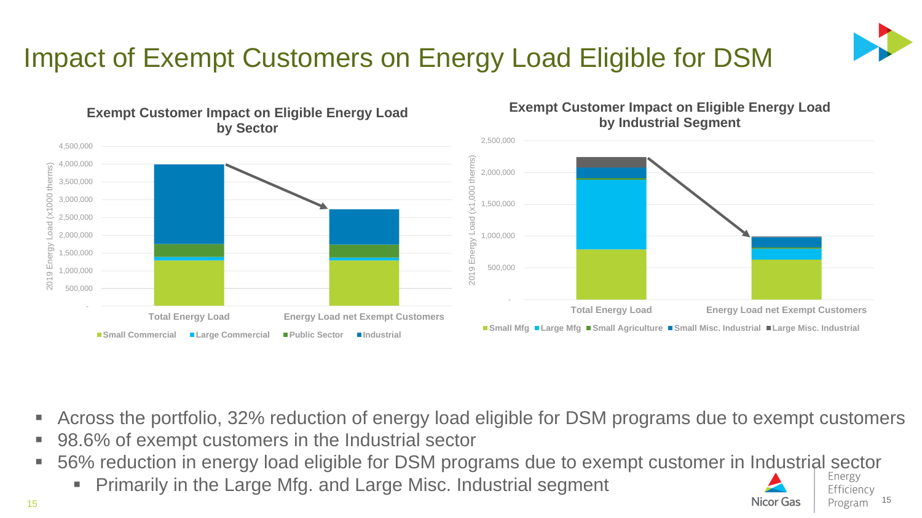# Impact of Exempt Customers on Energy Load Eligible for DSM

**Exempt Customer Impact on Eligible Energy Load by Sector**

2019 Energy Load (x1000 therms)

4,500,000
4,000,000
3,500,000
3,000,000
2,500,000
2,000,000
1,500,000
1,000,000
500,000
-

Total Energy Load | Energy Load net Exempt Customers

Small Commercial | Large Commercial | Public Sector | Industrial

**Exempt Customer Impact on Eligible Energy Load by Industrial Segment**

2019 Energy Load (x1,000 therms)

2,500,000
2,000,000
1,500,000
1,000,000
500,000
-

Total Energy Load | Energy Load net Exempt Customers

Small Mfg | Large Mfg | Small Agriculture | Small Misc. Industrial | Large Misc. Industrial

- Across the portfolio, 32% reduction of energy load eligible for DSM programs due to exempt customers
- 98.6% of exempt customers in the Industrial sector
- 56% reduction in energy load eligible for DSM programs due to exempt customer in Industrial sector
  - Primarily in the Large Mfg. and Large Misc. Industrial segment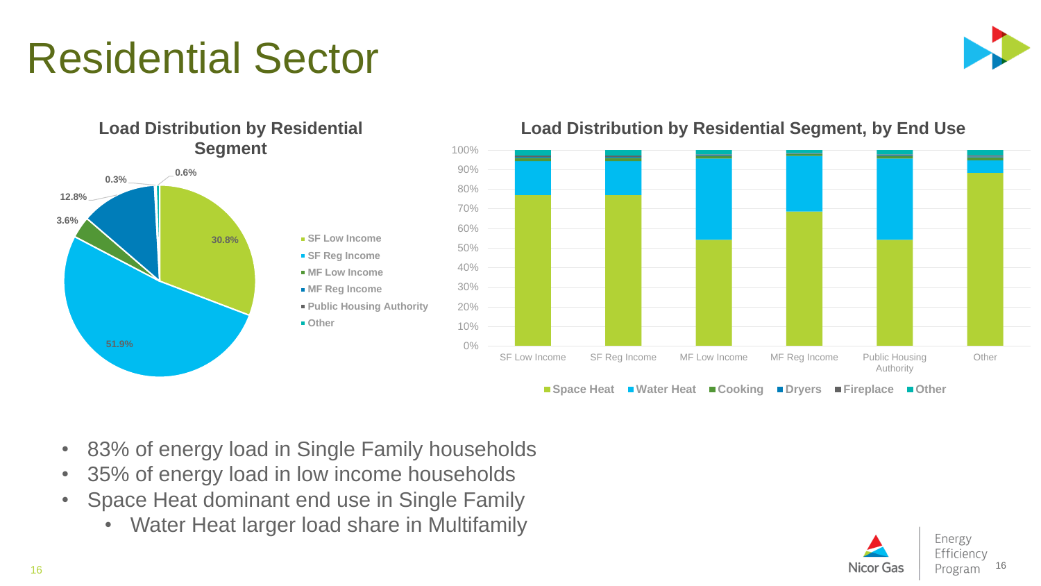# Residential Sector

**Load Distribution by Residential Segment**

| Segment | Share |
| --- | --- |
| SF Low Income | 30.8% |
| SF Reg Income | 51.9% |
| MF Low Income | 3.6% |
| MF Reg Income | 12.8% |
| Public Housing Authority | 0.3% |
| Other | 0.6% |

**Load Distribution by Residential Segment, by End Use**

Segments: SF Low Income, SF Reg Income, MF Low Income, MF Reg Income, Public Housing Authority, Other

End uses: Space Heat, Water Heat, Cooking, Dryers, Fireplace, Other

- 83% of energy load in Single Family households
- 35% of energy load in low income households
- Space Heat dominant end use in Single Family
  - Water Heat larger load share in Multifamily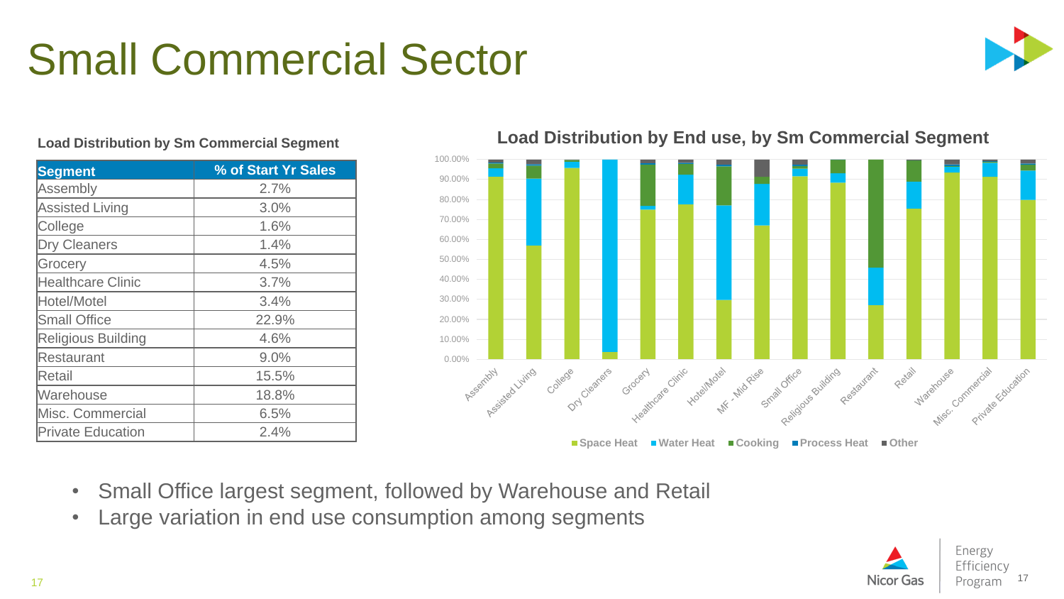# Small Commercial Sector

**Load Distribution by Sm Commercial Segment**

| Segment | % of Start Yr Sales |
|---|---|
| Assembly | 2.7% |
| Assisted Living | 3.0% |
| College | 1.6% |
| Dry Cleaners | 1.4% |
| Grocery | 4.5% |
| Healthcare Clinic | 3.7% |
| Hotel/Motel | 3.4% |
| Small Office | 22.9% |
| Religious Building | 4.6% |
| Restaurant | 9.0% |
| Retail | 15.5% |
| Warehouse | 18.8% |
| Misc. Commercial | 6.5% |
| Private Education | 2.4% |

**Load Distribution by End use, by Sm Commercial Segment**

- Small Office largest segment, followed by Warehouse and Retail
- Large variation in end use consumption among segments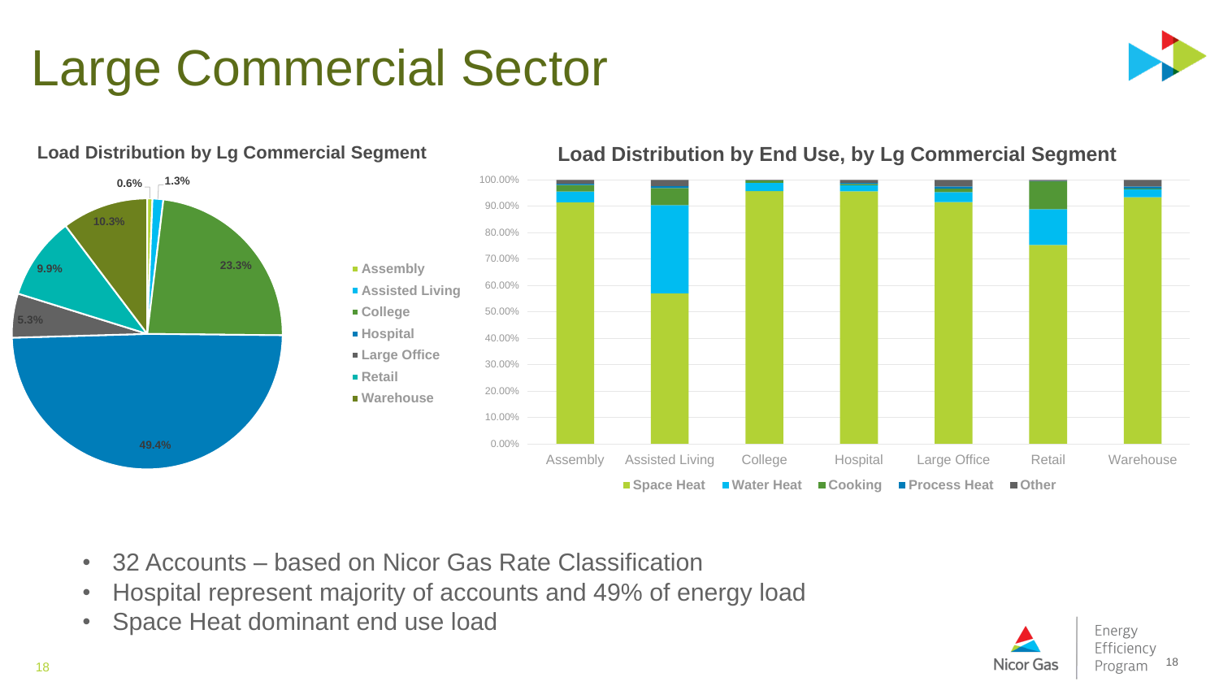# Large Commercial Sector

**Load Distribution by Lg Commercial Segment**

| Segment | Share |
|---|---|
| Assembly | 0.6% |
| Assisted Living | 1.3% |
| College | 23.3% |
| Hospital | 49.4% |
| Large Office | 5.3% |
| Retail | 9.9% |
| Warehouse | 10.3% |

**Load Distribution by End Use, by Lg Commercial Segment**

Segments: Assembly, Assisted Living, College, Hospital, Large Office, Retail, Warehouse

End uses: Space Heat, Water Heat, Cooking, Process Heat, Other

- 32 Accounts – based on Nicor Gas Rate Classification
- Hospital represent majority of accounts and 49% of energy load
- Space Heat dominant end use load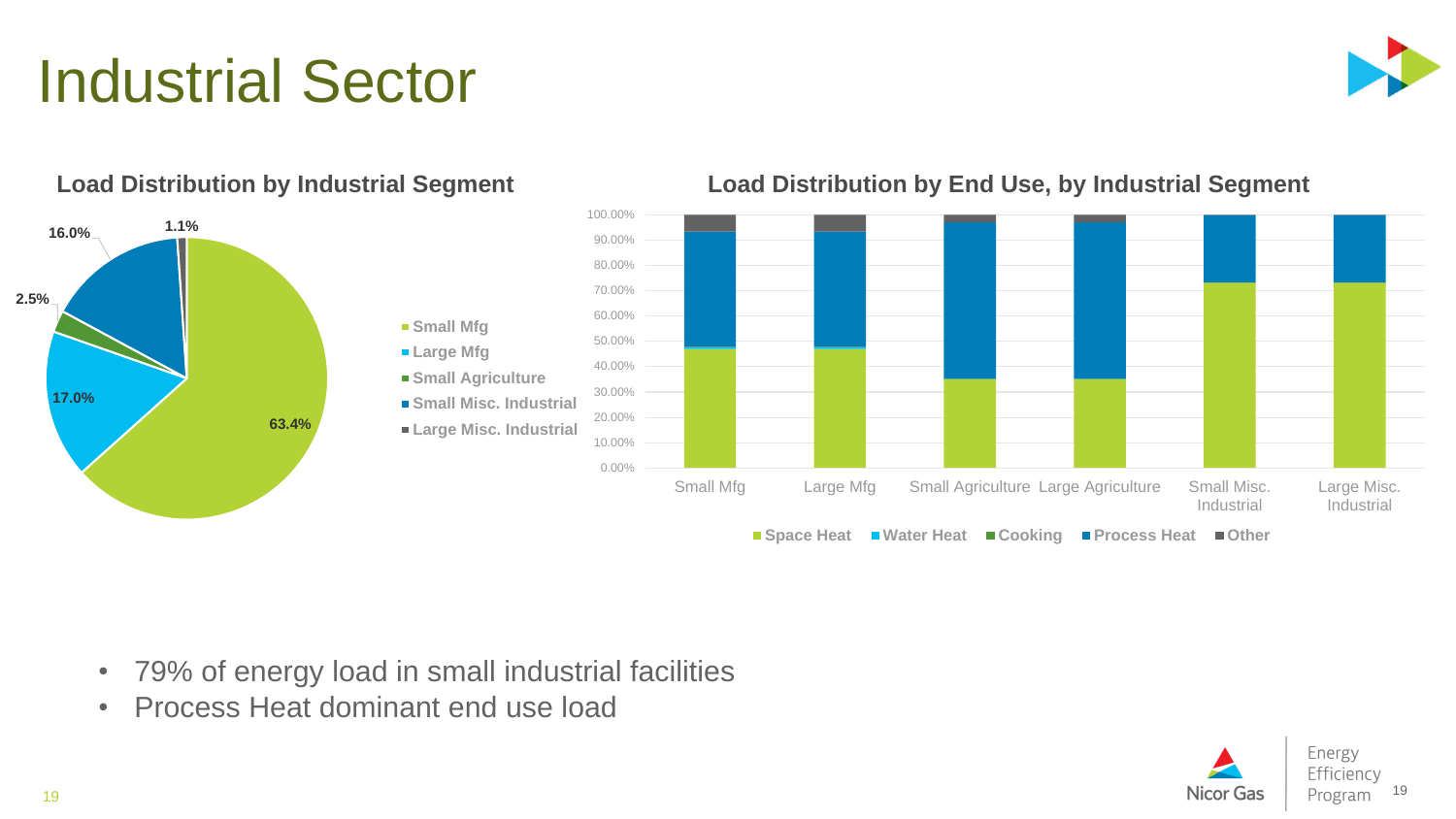# Industrial Sector

**Load Distribution by Industrial Segment**

- Small Mfg: 63.4%
- Large Mfg: 17.0%
- Small Agriculture: 2.5%
- Small Misc. Industrial: 16.0%
- Large Misc. Industrial: 1.1%

**Load Distribution by End Use, by Industrial Segment**

Small Mfg, Large Mfg, Small Agriculture, Large Agriculture, Small Misc. Industrial, Large Misc. Industrial

Space Heat, Water Heat, Cooking, Process Heat, Other

- 79% of energy load in small industrial facilities
- Process Heat dominant end use load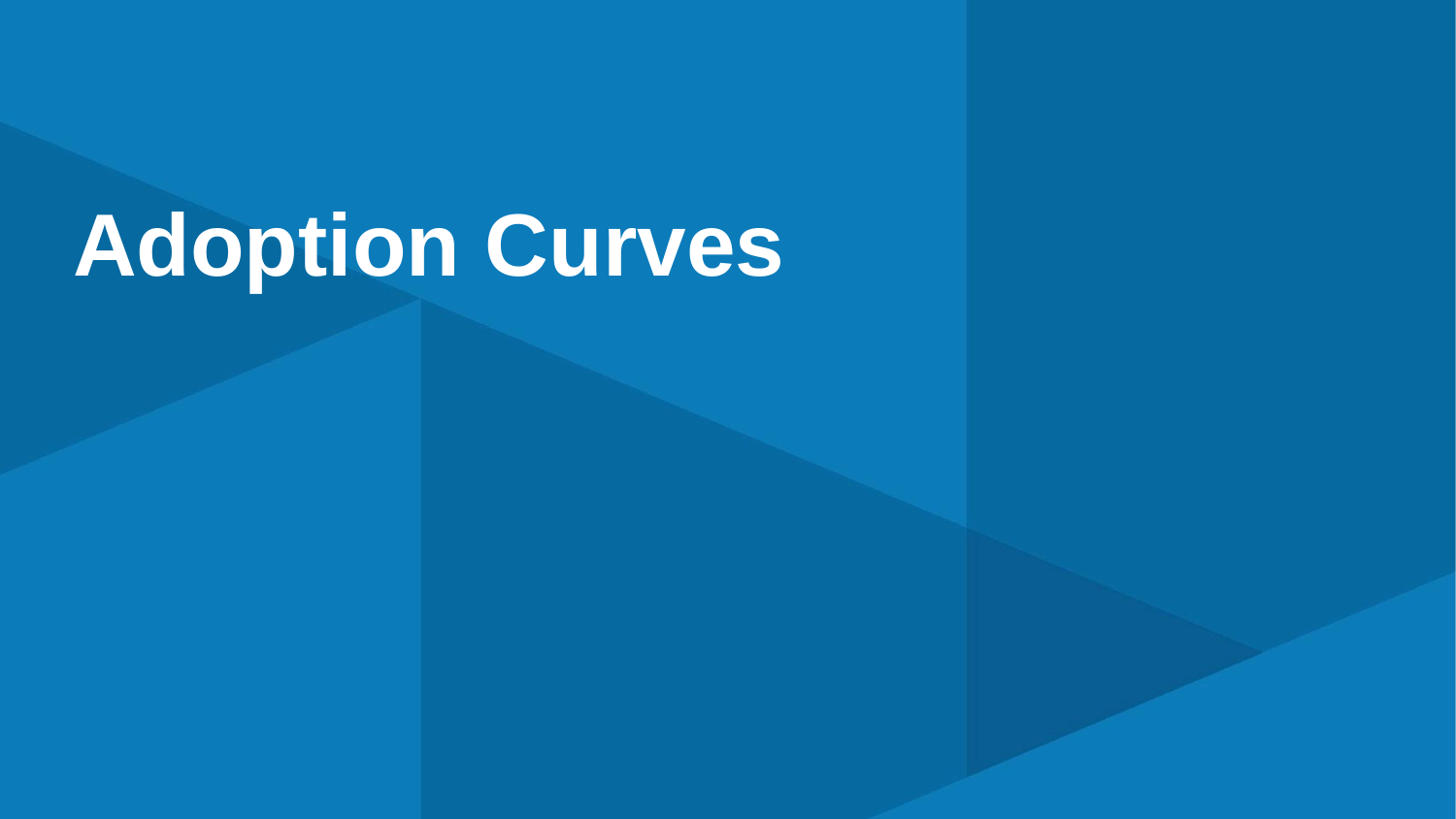# Adoption Curves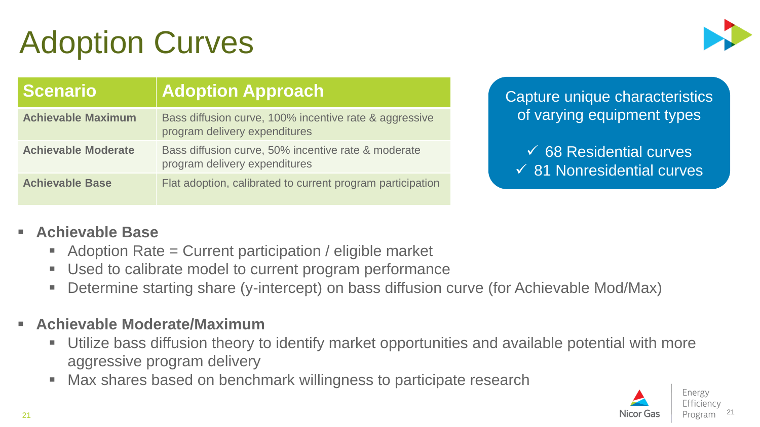# Adoption Curves

| Scenario | Adoption Approach |
| --- | --- |
| **Achievable Maximum** | Bass diffusion curve, 100% incentive rate & aggressive program delivery expenditures |
| **Achievable Moderate** | Bass diffusion curve, 50% incentive rate & moderate program delivery expenditures |
| **Achievable Base** | Flat adoption, calibrated to current program participation |

Capture unique characteristics of varying equipment types

- ✓ 68 Residential curves
- ✓ 81 Nonresidential curves

- **Achievable Base**
  - Adoption Rate = Current participation / eligible market
  - Used to calibrate model to current program performance
  - Determine starting share (y-intercept) on bass diffusion curve (for Achievable Mod/Max)
- **Achievable Moderate/Maximum**
  - Utilize bass diffusion theory to identify market opportunities and available potential with more aggressive program delivery
  - Max shares based on benchmark willingness to participate research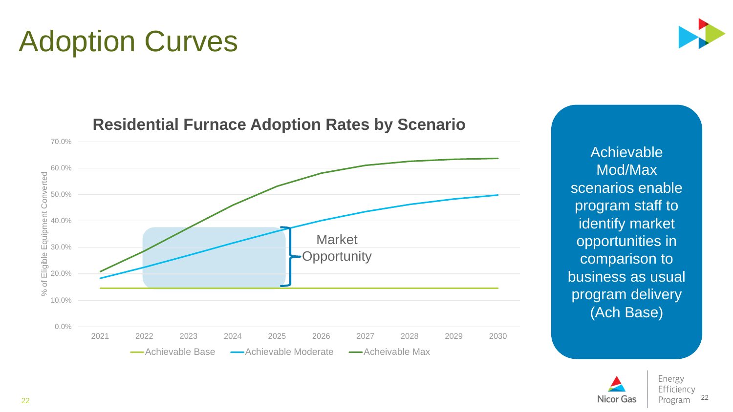# Adoption Curves

**Residential Furnace Adoption Rates by Scenario**

% of Eligible Equipment Converted

70.0%
60.0%
50.0%
40.0%
30.0%
20.0%
10.0%
0.0%

2021 2022 2023 2024 2025 2026 2027 2028 2029 2030

Market Opportunity

Achievable Base — Achievable Moderate — Acheivable Max

Achievable Mod/Max scenarios enable program staff to identify market opportunities in comparison to business as usual program delivery (Ach Base)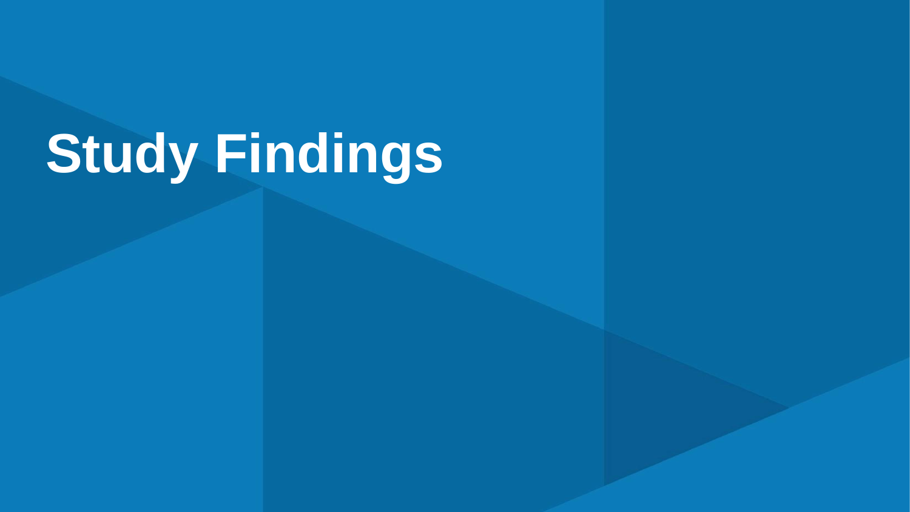# Study Findings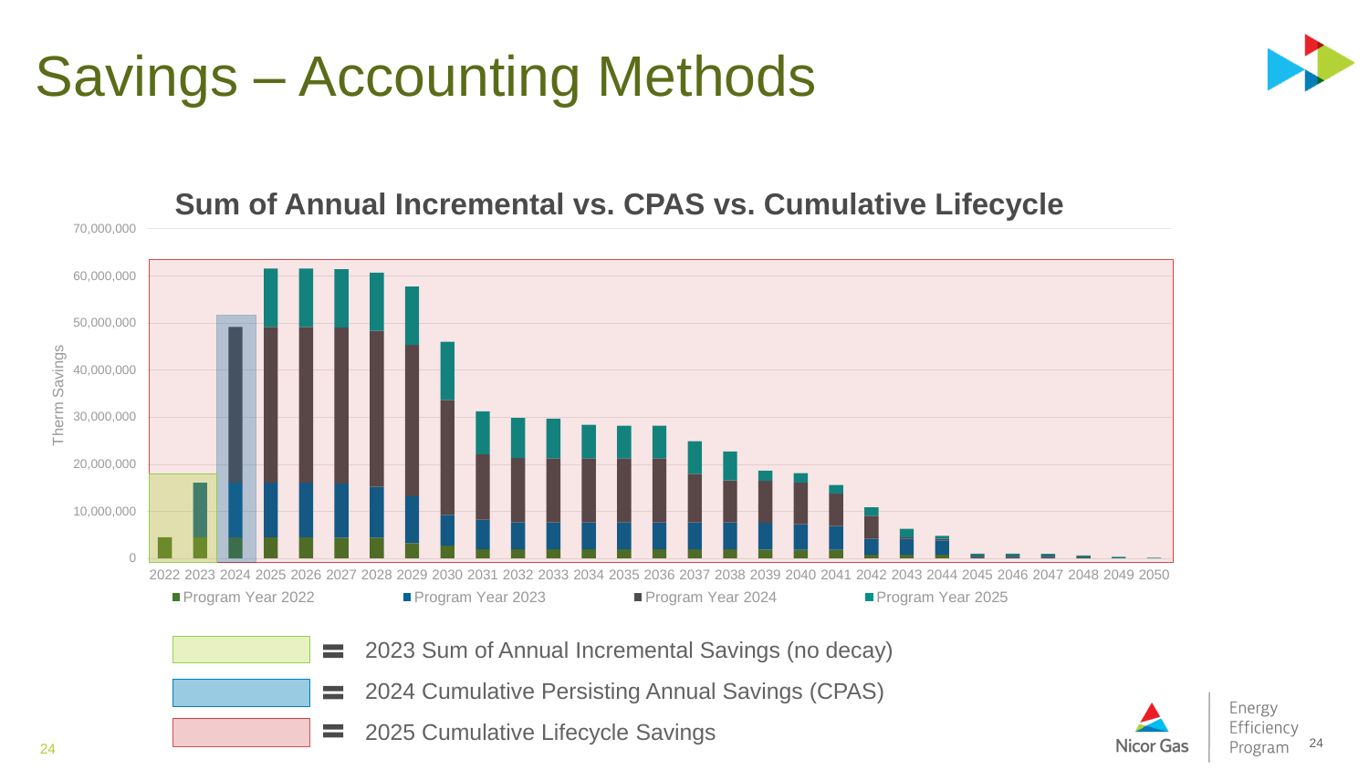# Savings – Accounting Methods

## Sum of Annual Incremental vs. CPAS vs. Cumulative Lifecycle

Therm Savings

0, 10,000,000, 20,000,000, 30,000,000, 40,000,000, 50,000,000, 60,000,000, 70,000,000

2022 2023 2024 2025 2026 2027 2028 2029 2030 2031 2032 2033 2034 2035 2036 2037 2038 2039 2040 2041 2042 2043 2044 2045 2046 2047 2048 2049 2050

Program Year 2022 | Program Year 2023 | Program Year 2024 | Program Year 2025

= 2023 Sum of Annual Incremental Savings (no decay)

= 2024 Cumulative Persisting Annual Savings (CPAS)

= 2025 Cumulative Lifecycle Savings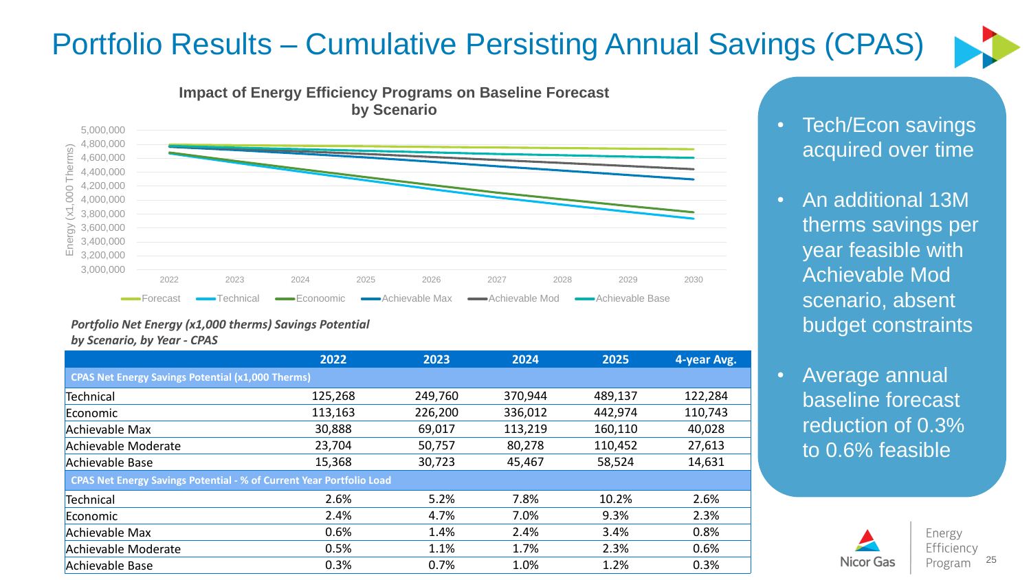# Portfolio Results – Cumulative Persisting Annual Savings (CPAS)

**Impact of Energy Efficiency Programs on Baseline Forecast by Scenario**

Energy (x1,000 Therms): 3,000,000 – 5,000,000; Years 2022–2030

Legend: Forecast, Technical, Econoomic, Achievable Max, Achievable Mod, Achievable Base

***Portfolio Net Energy (x1,000 therms) Savings Potential by Scenario, by Year - CPAS***

| | 2022 | 2023 | 2024 | 2025 | 4-year Avg. |
|---|---|---|---|---|---|
| **CPAS Net Energy Savings Potential (x1,000 Therms)** | | | | | |
| Technical | 125,268 | 249,760 | 370,944 | 489,137 | 122,284 |
| Economic | 113,163 | 226,200 | 336,012 | 442,974 | 110,743 |
| Achievable Max | 30,888 | 69,017 | 113,219 | 160,110 | 40,028 |
| Achievable Moderate | 23,704 | 50,757 | 80,278 | 110,452 | 27,613 |
| Achievable Base | 15,368 | 30,723 | 45,467 | 58,524 | 14,631 |
| **CPAS Net Energy Savings Potential - % of Current Year Portfolio Load** | | | | | |
| Technical | 2.6% | 5.2% | 7.8% | 10.2% | 2.6% |
| Economic | 2.4% | 4.7% | 7.0% | 9.3% | 2.3% |
| Achievable Max | 0.6% | 1.4% | 2.4% | 3.4% | 0.8% |
| Achievable Moderate | 0.5% | 1.1% | 1.7% | 2.3% | 0.6% |
| Achievable Base | 0.3% | 0.7% | 1.0% | 1.2% | 0.3% |

- Tech/Econ savings acquired over time
- An additional 13M therms savings per year feasible with Achievable Mod scenario, absent budget constraints
- Average annual baseline forecast reduction of 0.3% to 0.6% feasible

Nicor Gas | Energy Efficiency Program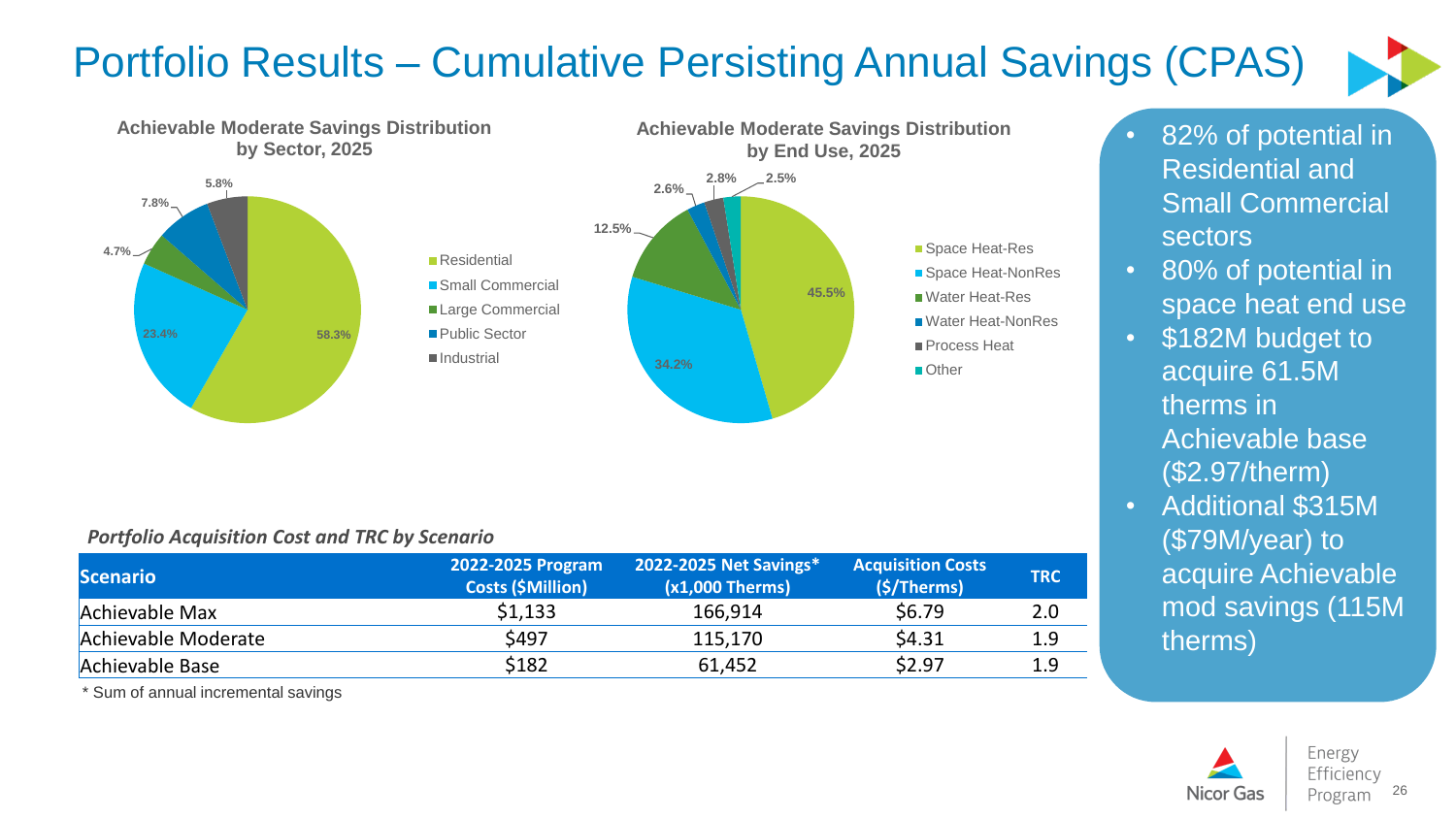# Portfolio Results – Cumulative Persisting Annual Savings (CPAS)

**Achievable Moderate Savings Distribution by Sector, 2025**

| Sector | Share |
|---|---|
| Residential | 58.3% |
| Small Commercial | 23.4% |
| Large Commercial | 4.7% |
| Public Sector | 7.8% |
| Industrial | 5.8% |

**Achievable Moderate Savings Distribution by End Use, 2025**

| End Use | Share |
|---|---|
| Space Heat-Res | 45.5% |
| Space Heat-NonRes | 34.2% |
| Water Heat-Res | 12.5% |
| Water Heat-NonRes | 2.6% |
| Process Heat | 2.8% |
| Other | 2.5% |

- 82% of potential in Residential and Small Commercial sectors
- 80% of potential in space heat end use
- $182M budget to acquire 61.5M therms in Achievable base ($2.97/therm)
- Additional $315M ($79M/year) to acquire Achievable mod savings (115M therms)

*Portfolio Acquisition Cost and TRC by Scenario*

| Scenario | 2022-2025 Program Costs ($Million) | 2022-2025 Net Savings* (x1,000 Therms) | Acquisition Costs ($/Therms) | TRC |
|---|---|---|---|---|
| Achievable Max | $1,133 | 166,914 | $6.79 | 2.0 |
| Achievable Moderate | $497 | 115,170 | $4.31 | 1.9 |
| Achievable Base | $182 | 61,452 | $2.97 | 1.9 |

\* Sum of annual incremental savings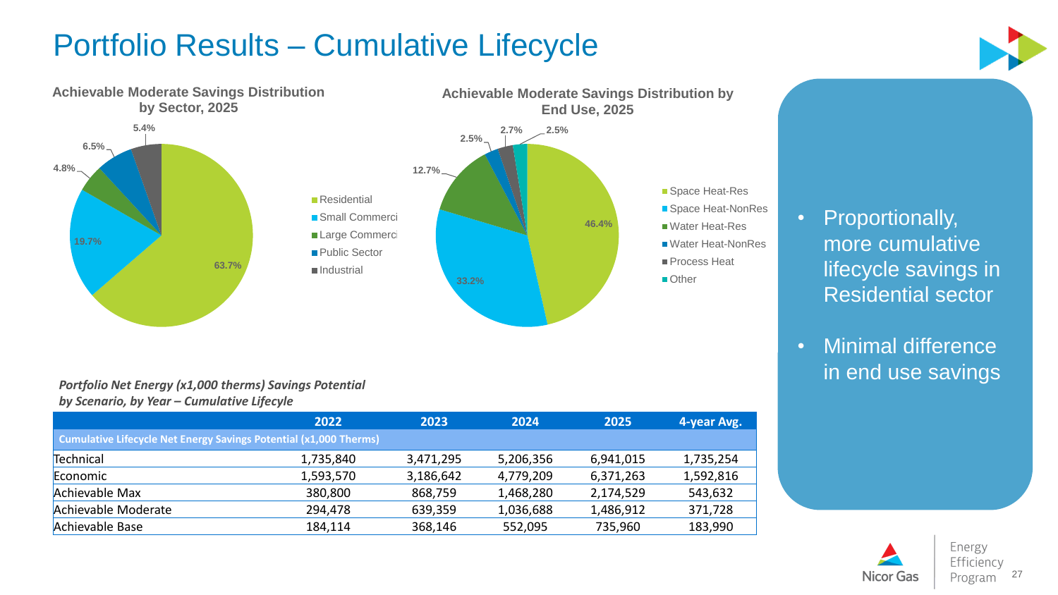# Portfolio Results – Cumulative Lifecycle

**Achievable Moderate Savings Distribution by Sector, 2025**

- Residential: 63.7%
- Small Commercial: 19.7%
- Large Commercial: 4.8%
- Public Sector: 6.5%
- Industrial: 5.4%

**Achievable Moderate Savings Distribution by End Use, 2025**

- Space Heat-Res: 46.4%
- Space Heat-NonRes: 33.2%
- Water Heat-Res: 12.7%
- Water Heat-NonRes: 2.5%
- Process Heat: 2.7%
- Other: 2.5%

*Portfolio Net Energy (x1,000 therms) Savings Potential by Scenario, by Year – Cumulative Lifecycle*

| | 2022 | 2023 | 2024 | 2025 | 4-year Avg. |
|---|---|---|---|---|---|
| **Cumulative Lifecycle Net Energy Savings Potential (x1,000 Therms)** | | | | | |
| Technical | 1,735,840 | 3,471,295 | 5,206,356 | 6,941,015 | 1,735,254 |
| Economic | 1,593,570 | 3,186,642 | 4,779,209 | 6,371,263 | 1,592,816 |
| Achievable Max | 380,800 | 868,759 | 1,468,280 | 2,174,529 | 543,632 |
| Achievable Moderate | 294,478 | 639,359 | 1,036,688 | 1,486,912 | 371,728 |
| Achievable Base | 184,114 | 368,146 | 552,095 | 735,960 | 183,990 |

- Proportionally, more cumulative lifecycle savings in Residential sector
- Minimal difference in end use savings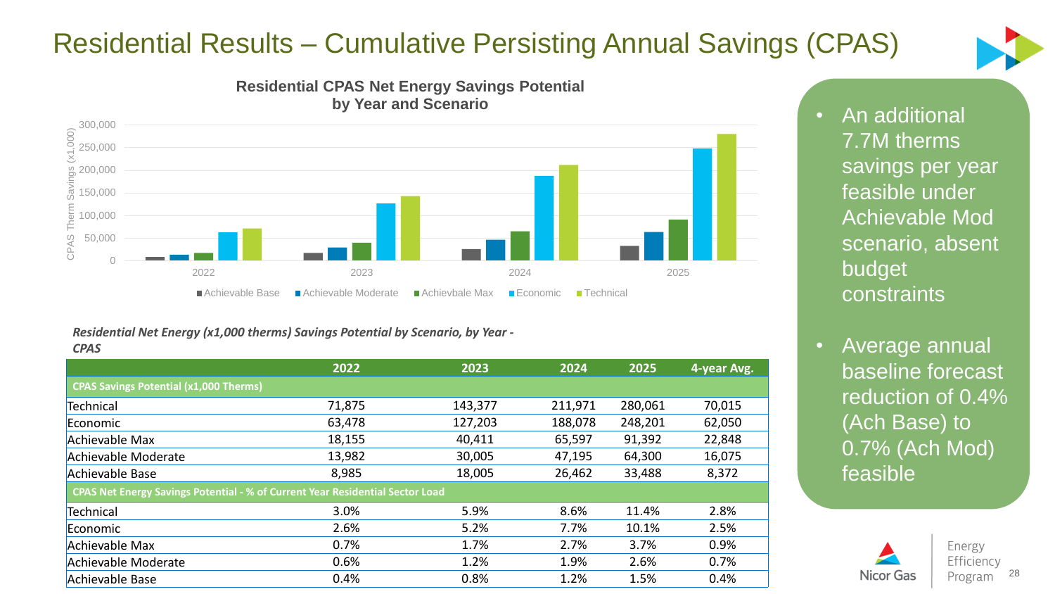# Residential Results – Cumulative Persisting Annual Savings (CPAS)

**Residential CPAS Net Energy Savings Potential by Year and Scenario**

*Residential Net Energy (x1,000 therms) Savings Potential by Scenario, by Year - CPAS*

| | 2022 | 2023 | 2024 | 2025 | 4-year Avg. |
|---|---|---|---|---|---|
| **CPAS Savings Potential (x1,000 Therms)** | | | | | |
| Technical | 71,875 | 143,377 | 211,971 | 280,061 | 70,015 |
| Economic | 63,478 | 127,203 | 188,078 | 248,201 | 62,050 |
| Achievable Max | 18,155 | 40,411 | 65,597 | 91,392 | 22,848 |
| Achievable Moderate | 13,982 | 30,005 | 47,195 | 64,300 | 16,075 |
| Achievable Base | 8,985 | 18,005 | 26,462 | 33,488 | 8,372 |
| **CPAS Net Energy Savings Potential - % of Current Year Residential Sector Load** | | | | | |
| Technical | 3.0% | 5.9% | 8.6% | 11.4% | 2.8% |
| Economic | 2.6% | 5.2% | 7.7% | 10.1% | 2.5% |
| Achievable Max | 0.7% | 1.7% | 2.7% | 3.7% | 0.9% |
| Achievable Moderate | 0.6% | 1.2% | 1.9% | 2.6% | 0.7% |
| Achievable Base | 0.4% | 0.8% | 1.2% | 1.5% | 0.4% |

- An additional 7.7M therms savings per year feasible under Achievable Mod scenario, absent budget constraints
- Average annual baseline forecast reduction of 0.4% (Ach Base) to 0.7% (Ach Mod) feasible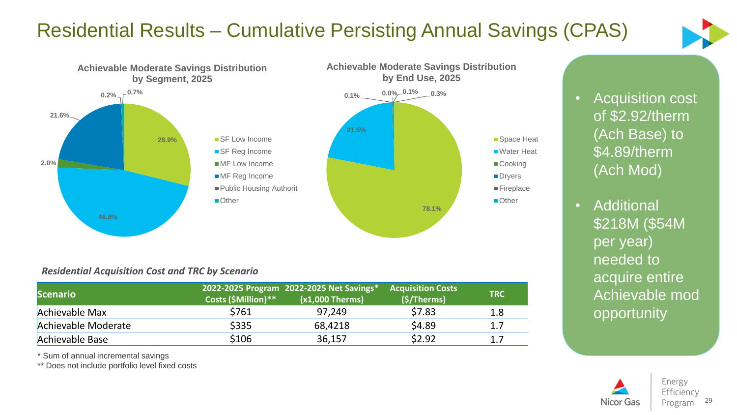# Residential Results – Cumulative Persisting Annual Savings (CPAS)

**Achievable Moderate Savings Distribution by Segment, 2025**

| Segment | Share |
|---|---|
| SF Low Income | 28.9% |
| SF Reg Income | 46.8% |
| MF Low Income | 2.0% |
| MF Reg Income | 21.6% |
| Public Housing Authorit | 0.2% |
| Other | 0.7% |

**Achievable Moderate Savings Distribution by End Use, 2025**

| End Use | Share |
|---|---|
| Space Heat | 78.1% |
| Water Heat | 21.5% |
| Cooking | 0.1% |
| Dryers | 0.0% |
| Fireplace | 0.1% |
| Other | 0.3% |

- Acquisition cost of $2.92/therm (Ach Base) to $4.89/therm (Ach Mod)
- Additional $218M ($54M per year) needed to acquire entire Achievable mod opportunity

*Residential Acquisition Cost and TRC by Scenario*

| Scenario | 2022-2025 Program Costs ($Million)** | 2022-2025 Net Savings* (x1,000 Therms) | Acquisition Costs ($/Therms) | TRC |
|---|---|---|---|---|
| Achievable Max | $761 | 97,249 | $7.83 | 1.8 |
| Achievable Moderate | $335 | 68,4218 | $4.89 | 1.7 |
| Achievable Base | $106 | 36,157 | $2.92 | 1.7 |

\* Sum of annual incremental savings

\*\* Does not include portfolio level fixed costs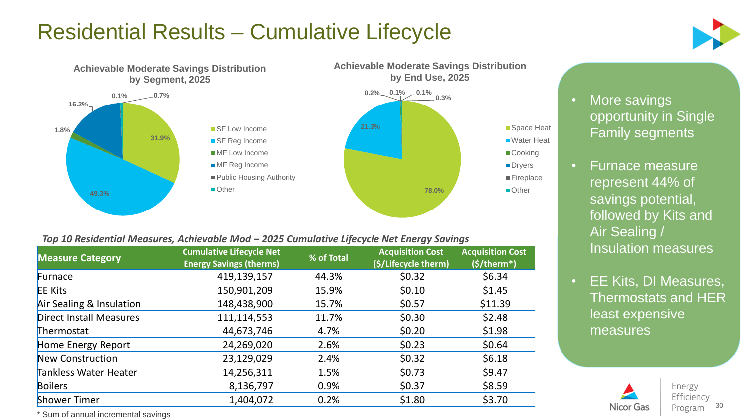# Residential Results – Cumulative Lifecycle

**Achievable Moderate Savings Distribution by Segment, 2025**

| Segment | Share |
|---|---|
| SF Low Income | 31.9% |
| SF Reg Income | 49.3% |
| MF Low Income | 1.8% |
| MF Reg Income | 16.2% |
| Public Housing Authority | 0.1% |
| Other | 0.7% |

**Achievable Moderate Savings Distribution by End Use, 2025**

| End Use | Share |
|---|---|
| Space Heat | 78.0% |
| Water Heat | 21.3% |
| Cooking | 0.2% |
| Dryers | 0.1% |
| Fireplace | 0.1% |
| Other | 0.3% |

*Top 10 Residential Measures, Achievable Mod – 2025 Cumulative Lifecycle Net Energy Savings*

| Measure Category | Cumulative Lifecycle Net Energy Savings (therms) | % of Total | Acquisition Cost ($/Lifecycle therm) | Acquisition Cost ($/therm*) |
|---|---|---|---|---|
| Furnace | 419,139,157 | 44.3% | $0.32 | $6.34 |
| EE Kits | 150,901,209 | 15.9% | $0.10 | $1.45 |
| Air Sealing & Insulation | 148,438,900 | 15.7% | $0.57 | $11.39 |
| Direct Install Measures | 111,114,553 | 11.7% | $0.30 | $2.48 |
| Thermostat | 44,673,746 | 4.7% | $0.20 | $1.98 |
| Home Energy Report | 24,269,020 | 2.6% | $0.23 | $0.64 |
| New Construction | 23,129,029 | 2.4% | $0.32 | $6.18 |
| Tankless Water Heater | 14,256,311 | 1.5% | $0.73 | $9.47 |
| Boilers | 8,136,797 | 0.9% | $0.37 | $8.59 |
| Shower Timer | 1,404,072 | 0.2% | $1.80 | $3.70 |

* Sum of annual incremental savings

- More savings opportunity in Single Family segments
- Furnace measure represent 44% of savings potential, followed by Kits and Air Sealing / Insulation measures
- EE Kits, DI Measures, Thermostats and HER least expensive measures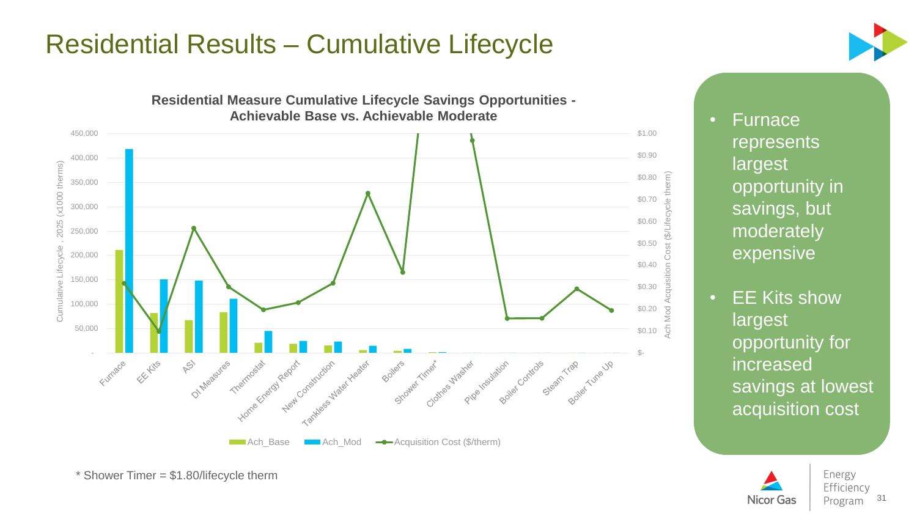# Residential Results – Cumulative Lifecycle

**Residential Measure Cumulative Lifecycle Savings Opportunities - Achievable Base vs. Achievable Moderate**

- Furnace represents largest opportunity in savings, but moderately expensive
- EE Kits show largest opportunity for increased savings at lowest acquisition cost

\* Shower Timer = $1.80/lifecycle therm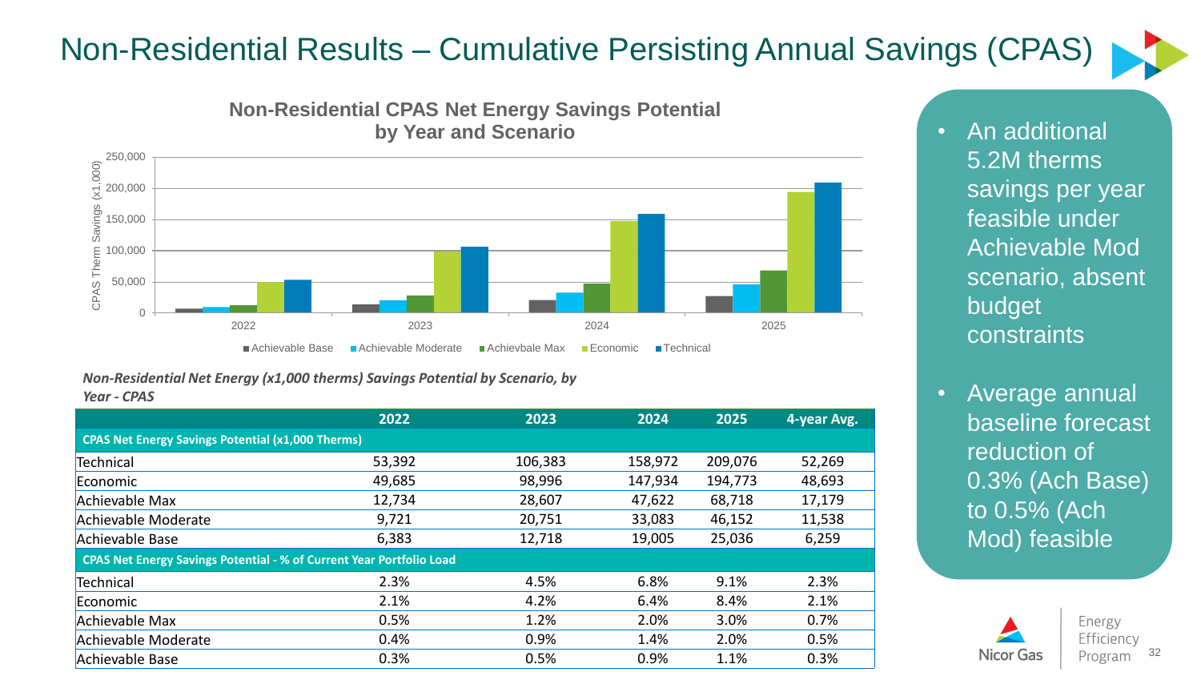# Non-Residential Results – Cumulative Persisting Annual Savings (CPAS)

**Non-Residential CPAS Net Energy Savings Potential by Year and Scenario**

CPAS Therm Savings (x1,000)

250,000
200,000
150,000
100,000
50,000
0

2022 2023 2024 2025

Achievable Base | Achievable Moderate | Achievbale Max | Economic | Technical

*Non-Residential Net Energy (x1,000 therms) Savings Potential by Scenario, by Year - CPAS*

| | 2022 | 2023 | 2024 | 2025 | 4-year Avg. |
|---|---|---|---|---|---|
| **CPAS Net Energy Savings Potential (x1,000 Therms)** | | | | | |
| Technical | 53,392 | 106,383 | 158,972 | 209,076 | 52,269 |
| Economic | 49,685 | 98,996 | 147,934 | 194,773 | 48,693 |
| Achievable Max | 12,734 | 28,607 | 47,622 | 68,718 | 17,179 |
| Achievable Moderate | 9,721 | 20,751 | 33,083 | 46,152 | 11,538 |
| Achievable Base | 6,383 | 12,718 | 19,005 | 25,036 | 6,259 |
| **CPAS Net Energy Savings Potential - % of Current Year Portfolio Load** | | | | | |
| Technical | 2.3% | 4.5% | 6.8% | 9.1% | 2.3% |
| Economic | 2.1% | 4.2% | 6.4% | 8.4% | 2.1% |
| Achievable Max | 0.5% | 1.2% | 2.0% | 3.0% | 0.7% |
| Achievable Moderate | 0.4% | 0.9% | 1.4% | 2.0% | 0.5% |
| Achievable Base | 0.3% | 0.5% | 0.9% | 1.1% | 0.3% |

- An additional 5.2M therms savings per year feasible under Achievable Mod scenario, absent budget constraints
- Average annual baseline forecast reduction of 0.3% (Ach Base) to 0.5% (Ach Mod) feasible

Nicor Gas | Energy Efficiency Program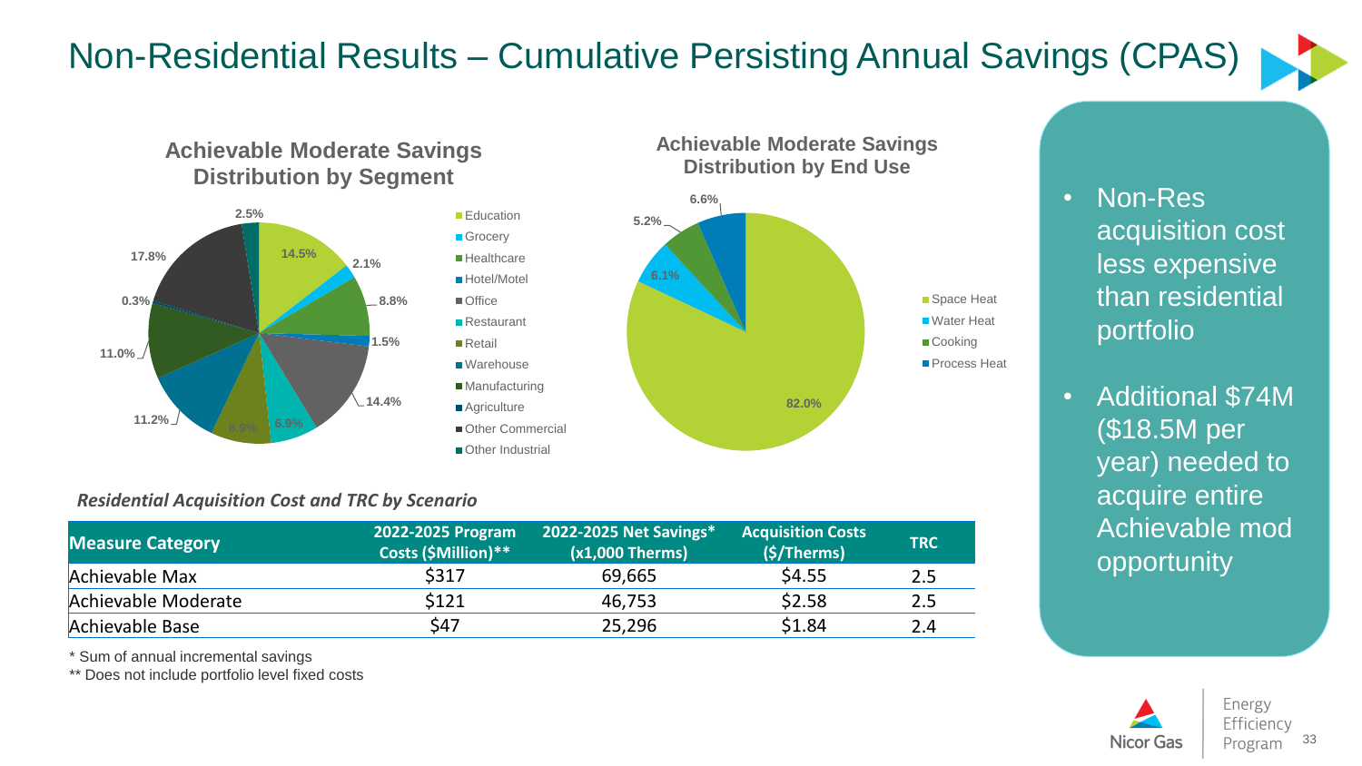# Non-Residential Results – Cumulative Persisting Annual Savings (CPAS)

**Achievable Moderate Savings Distribution by Segment**

- Education: 14.5%
- Grocery: 2.1%
- Healthcare: 8.8%
- Hotel/Motel: 1.5%
- Office: 14.4%
- Restaurant: 6.9%
- Retail: 8.9%
- Warehouse: 11.2%
- Manufacturing: 11.0%
- Agriculture: 0.3%
- Other Commercial: 17.8%
- Other Industrial: 2.5%

**Achievable Moderate Savings Distribution by End Use**

- Space Heat: 82.0%
- Water Heat: 6.1%
- Cooking: 5.2%
- Process Heat: 6.6%

*Residential Acquisition Cost and TRC by Scenario*

| Measure Category | 2022-2025 Program Costs ($Million)** | 2022-2025 Net Savings* (x1,000 Therms) | Acquisition Costs ($/Therms) | TRC |
|---|---|---|---|---|
| Achievable Max | $317 | 69,665 | $4.55 | 2.5 |
| Achievable Moderate | $121 | 46,753 | $2.58 | 2.5 |
| Achievable Base | $47 | 25,296 | $1.84 | 2.4 |

\* Sum of annual incremental savings

** Does not include portfolio level fixed costs

- Non-Res acquisition cost less expensive than residential portfolio
- Additional $74M ($18.5M per year) needed to acquire entire Achievable mod opportunity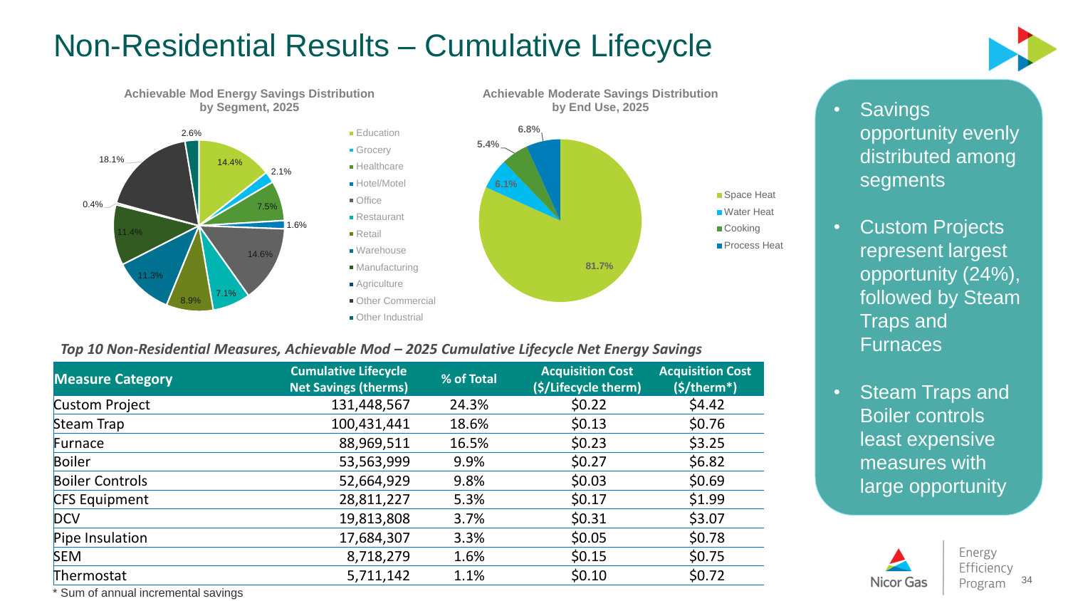# Non-Residential Results – Cumulative Lifecycle

**Achievable Mod Energy Savings Distribution by Segment, 2025**

- Education: 14.4%
- Grocery: 2.1%
- Healthcare: 7.5%
- Hotel/Motel: 1.6%
- Office: 14.6%
- Restaurant: 7.1%
- Retail: 8.9%
- Warehouse: 11.3%
- Manufacturing: 11.4%
- Agriculture: 0.4%
- Other Commercial: 18.1%
- Other Industrial: 2.6%

**Achievable Moderate Savings Distribution by End Use, 2025**

- Space Heat: 81.7%
- Water Heat: 6.1%
- Cooking: 5.4%
- Process Heat: 6.8%

- Savings opportunity evenly distributed among segments
- Custom Projects represent largest opportunity (24%), followed by Steam Traps and Furnaces
- Steam Traps and Boiler controls least expensive measures with large opportunity

*Top 10 Non-Residential Measures, Achievable Mod – 2025 Cumulative Lifecycle Net Energy Savings*

| Measure Category | Cumulative Lifecycle Net Savings (therms) | % of Total | Acquisition Cost ($/Lifecycle therm) | Acquisition Cost ($/therm*) |
|---|---|---|---|---|
| Custom Project | 131,448,567 | 24.3% | $0.22 | $4.42 |
| Steam Trap | 100,431,441 | 18.6% | $0.13 | $0.76 |
| Furnace | 88,969,511 | 16.5% | $0.23 | $3.25 |
| Boiler | 53,563,999 | 9.9% | $0.27 | $6.82 |
| Boiler Controls | 52,664,929 | 9.8% | $0.03 | $0.69 |
| CFS Equipment | 28,811,227 | 5.3% | $0.17 | $1.99 |
| DCV | 19,813,808 | 3.7% | $0.31 | $3.07 |
| Pipe Insulation | 17,684,307 | 3.3% | $0.05 | $0.78 |
| SEM | 8,718,279 | 1.6% | $0.15 | $0.75 |
| Thermostat | 5,711,142 | 1.1% | $0.10 | $0.72 |

* Sum of annual incremental savings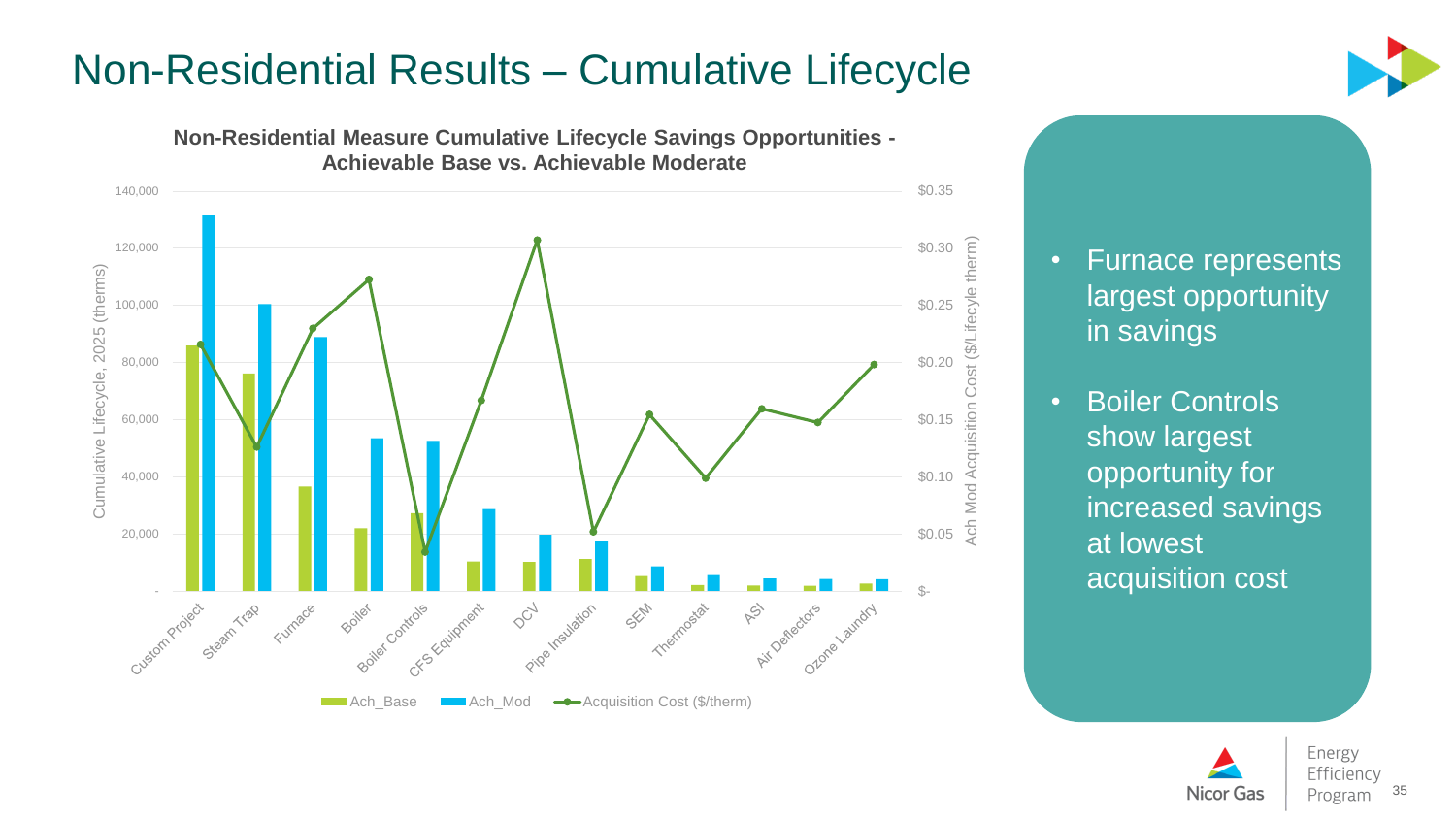# Non-Residential Results – Cumulative Lifecycle

**Non-Residential Measure Cumulative Lifecycle Savings Opportunities - Achievable Base vs. Achievable Moderate**

Cumulative Lifecycle, 2025 (therms)

140,000
120,000
100,000
80,000
60,000
40,000
20,000
-

Ach Mod Acquisition Cost ($/Lifecycle therm)

$0.35
$0.30
$0.25
$0.20
$0.15
$0.10
$0.05
$-

Custom Project
Steam Trap
Furnace
Boiler
Boiler Controls
CFS Equipment
DCV
Pipe Insulation
SEM
Thermostat
ASI
Air Deflectors
Ozone Laundry

Ach_Base
Ach_Mod
Acquisition Cost ($/therm)

- Furnace represents largest opportunity in savings
- Boiler Controls show largest opportunity for increased savings at lowest acquisition cost